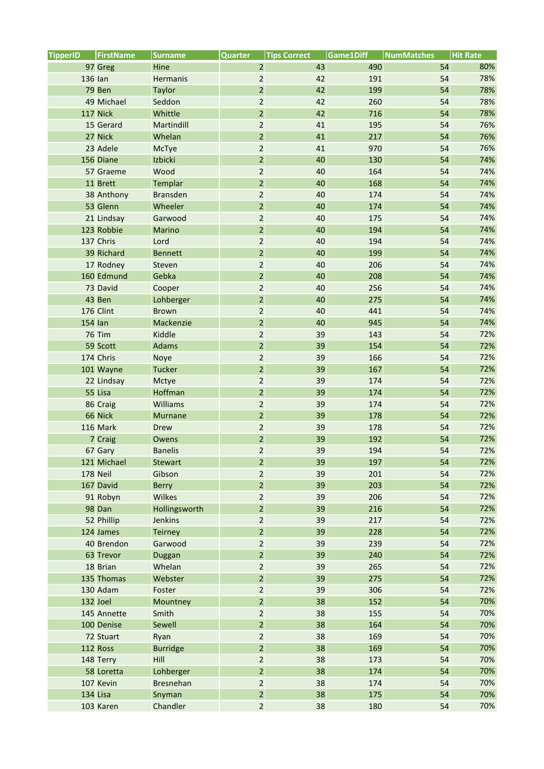| TipperID | FirstName | Surname | Quarter | Tips Correct | Game1Diff | NumMatches | Hit Rate |
|---|---|---|---|---|---|---|---|
| 97 | Greg | Hine | 2 | 43 | 490 | 54 | 80% |
| 136 | Ian | Hermanis | 2 | 42 | 191 | 54 | 78% |
| 79 | Ben | Taylor | 2 | 42 | 199 | 54 | 78% |
| 49 | Michael | Seddon | 2 | 42 | 260 | 54 | 78% |
| 117 | Nick | Whittle | 2 | 42 | 716 | 54 | 78% |
| 15 | Gerard | Martindill | 2 | 41 | 195 | 54 | 76% |
| 27 | Nick | Whelan | 2 | 41 | 217 | 54 | 76% |
| 23 | Adele | McTye | 2 | 41 | 970 | 54 | 76% |
| 156 | Diane | Izbicki | 2 | 40 | 130 | 54 | 74% |
| 57 | Graeme | Wood | 2 | 40 | 164 | 54 | 74% |
| 11 | Brett | Templar | 2 | 40 | 168 | 54 | 74% |
| 38 | Anthony | Bransden | 2 | 40 | 174 | 54 | 74% |
| 53 | Glenn | Wheeler | 2 | 40 | 174 | 54 | 74% |
| 21 | Lindsay | Garwood | 2 | 40 | 175 | 54 | 74% |
| 123 | Robbie | Marino | 2 | 40 | 194 | 54 | 74% |
| 137 | Chris | Lord | 2 | 40 | 194 | 54 | 74% |
| 39 | Richard | Bennett | 2 | 40 | 199 | 54 | 74% |
| 17 | Rodney | Steven | 2 | 40 | 206 | 54 | 74% |
| 160 | Edmund | Gebka | 2 | 40 | 208 | 54 | 74% |
| 73 | David | Cooper | 2 | 40 | 256 | 54 | 74% |
| 43 | Ben | Lohberger | 2 | 40 | 275 | 54 | 74% |
| 176 | Clint | Brown | 2 | 40 | 441 | 54 | 74% |
| 154 | Ian | Mackenzie | 2 | 40 | 945 | 54 | 74% |
| 76 | Tim | Kiddle | 2 | 39 | 143 | 54 | 72% |
| 59 | Scott | Adams | 2 | 39 | 154 | 54 | 72% |
| 174 | Chris | Noye | 2 | 39 | 166 | 54 | 72% |
| 101 | Wayne | Tucker | 2 | 39 | 167 | 54 | 72% |
| 22 | Lindsay | Mctye | 2 | 39 | 174 | 54 | 72% |
| 55 | Lisa | Hoffman | 2 | 39 | 174 | 54 | 72% |
| 86 | Craig | Williams | 2 | 39 | 174 | 54 | 72% |
| 66 | Nick | Murnane | 2 | 39 | 178 | 54 | 72% |
| 116 | Mark | Drew | 2 | 39 | 178 | 54 | 72% |
| 7 | Craig | Owens | 2 | 39 | 192 | 54 | 72% |
| 67 | Gary | Banelis | 2 | 39 | 194 | 54 | 72% |
| 121 | Michael | Stewart | 2 | 39 | 197 | 54 | 72% |
| 178 | Neil | Gibson | 2 | 39 | 201 | 54 | 72% |
| 167 | David | Berry | 2 | 39 | 203 | 54 | 72% |
| 91 | Robyn | Wilkes | 2 | 39 | 206 | 54 | 72% |
| 98 | Dan | Hollingsworth | 2 | 39 | 216 | 54 | 72% |
| 52 | Phillip | Jenkins | 2 | 39 | 217 | 54 | 72% |
| 124 | James | Teirney | 2 | 39 | 228 | 54 | 72% |
| 40 | Brendon | Garwood | 2 | 39 | 239 | 54 | 72% |
| 63 | Trevor | Duggan | 2 | 39 | 240 | 54 | 72% |
| 18 | Brian | Whelan | 2 | 39 | 265 | 54 | 72% |
| 135 | Thomas | Webster | 2 | 39 | 275 | 54 | 72% |
| 130 | Adam | Foster | 2 | 39 | 306 | 54 | 72% |
| 132 | Joel | Mountney | 2 | 38 | 152 | 54 | 70% |
| 145 | Annette | Smith | 2 | 38 | 155 | 54 | 70% |
| 100 | Denise | Sewell | 2 | 38 | 164 | 54 | 70% |
| 72 | Stuart | Ryan | 2 | 38 | 169 | 54 | 70% |
| 112 | Ross | Burridge | 2 | 38 | 169 | 54 | 70% |
| 148 | Terry | Hill | 2 | 38 | 173 | 54 | 70% |
| 58 | Loretta | Lohberger | 2 | 38 | 174 | 54 | 70% |
| 107 | Kevin | Bresnehan | 2 | 38 | 174 | 54 | 70% |
| 134 | Lisa | Snyman | 2 | 38 | 175 | 54 | 70% |
| 103 | Karen | Chandler | 2 | 38 | 180 | 54 | 70% |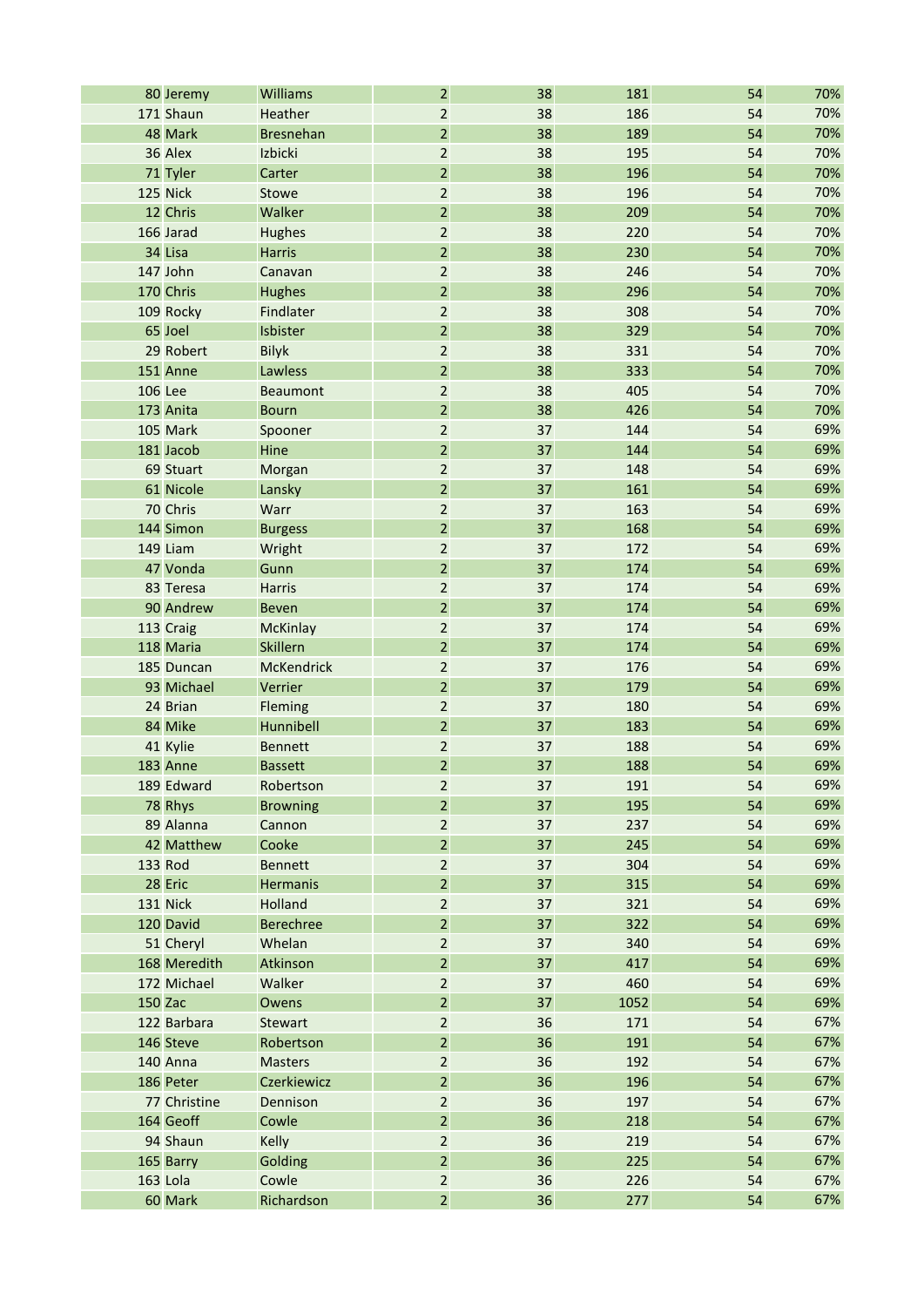| | | | | | | | |
|---|---|---|---|---|---|---|---|
| 80 | Jeremy | Williams | 2 | 38 | 181 | 54 | 70% |
| 171 | Shaun | Heather | 2 | 38 | 186 | 54 | 70% |
| 48 | Mark | Bresnehan | 2 | 38 | 189 | 54 | 70% |
| 36 | Alex | Izbicki | 2 | 38 | 195 | 54 | 70% |
| 71 | Tyler | Carter | 2 | 38 | 196 | 54 | 70% |
| 125 | Nick | Stowe | 2 | 38 | 196 | 54 | 70% |
| 12 | Chris | Walker | 2 | 38 | 209 | 54 | 70% |
| 166 | Jarad | Hughes | 2 | 38 | 220 | 54 | 70% |
| 34 | Lisa | Harris | 2 | 38 | 230 | 54 | 70% |
| 147 | John | Canavan | 2 | 38 | 246 | 54 | 70% |
| 170 | Chris | Hughes | 2 | 38 | 296 | 54 | 70% |
| 109 | Rocky | Findlater | 2 | 38 | 308 | 54 | 70% |
| 65 | Joel | Isbister | 2 | 38 | 329 | 54 | 70% |
| 29 | Robert | Bilyk | 2 | 38 | 331 | 54 | 70% |
| 151 | Anne | Lawless | 2 | 38 | 333 | 54 | 70% |
| 106 | Lee | Beaumont | 2 | 38 | 405 | 54 | 70% |
| 173 | Anita | Bourn | 2 | 38 | 426 | 54 | 70% |
| 105 | Mark | Spooner | 2 | 37 | 144 | 54 | 69% |
| 181 | Jacob | Hine | 2 | 37 | 144 | 54 | 69% |
| 69 | Stuart | Morgan | 2 | 37 | 148 | 54 | 69% |
| 61 | Nicole | Lansky | 2 | 37 | 161 | 54 | 69% |
| 70 | Chris | Warr | 2 | 37 | 163 | 54 | 69% |
| 144 | Simon | Burgess | 2 | 37 | 168 | 54 | 69% |
| 149 | Liam | Wright | 2 | 37 | 172 | 54 | 69% |
| 47 | Vonda | Gunn | 2 | 37 | 174 | 54 | 69% |
| 83 | Teresa | Harris | 2 | 37 | 174 | 54 | 69% |
| 90 | Andrew | Beven | 2 | 37 | 174 | 54 | 69% |
| 113 | Craig | McKinlay | 2 | 37 | 174 | 54 | 69% |
| 118 | Maria | Skillern | 2 | 37 | 174 | 54 | 69% |
| 185 | Duncan | McKendrick | 2 | 37 | 176 | 54 | 69% |
| 93 | Michael | Verrier | 2 | 37 | 179 | 54 | 69% |
| 24 | Brian | Fleming | 2 | 37 | 180 | 54 | 69% |
| 84 | Mike | Hunnibell | 2 | 37 | 183 | 54 | 69% |
| 41 | Kylie | Bennett | 2 | 37 | 188 | 54 | 69% |
| 183 | Anne | Bassett | 2 | 37 | 188 | 54 | 69% |
| 189 | Edward | Robertson | 2 | 37 | 191 | 54 | 69% |
| 78 | Rhys | Browning | 2 | 37 | 195 | 54 | 69% |
| 89 | Alanna | Cannon | 2 | 37 | 237 | 54 | 69% |
| 42 | Matthew | Cooke | 2 | 37 | 245 | 54 | 69% |
| 133 | Rod | Bennett | 2 | 37 | 304 | 54 | 69% |
| 28 | Eric | Hermanis | 2 | 37 | 315 | 54 | 69% |
| 131 | Nick | Holland | 2 | 37 | 321 | 54 | 69% |
| 120 | David | Berechree | 2 | 37 | 322 | 54 | 69% |
| 51 | Cheryl | Whelan | 2 | 37 | 340 | 54 | 69% |
| 168 | Meredith | Atkinson | 2 | 37 | 417 | 54 | 69% |
| 172 | Michael | Walker | 2 | 37 | 460 | 54 | 69% |
| 150 | Zac | Owens | 2 | 37 | 1052 | 54 | 69% |
| 122 | Barbara | Stewart | 2 | 36 | 171 | 54 | 67% |
| 146 | Steve | Robertson | 2 | 36 | 191 | 54 | 67% |
| 140 | Anna | Masters | 2 | 36 | 192 | 54 | 67% |
| 186 | Peter | Czerkiewicz | 2 | 36 | 196 | 54 | 67% |
| 77 | Christine | Dennison | 2 | 36 | 197 | 54 | 67% |
| 164 | Geoff | Cowle | 2 | 36 | 218 | 54 | 67% |
| 94 | Shaun | Kelly | 2 | 36 | 219 | 54 | 67% |
| 165 | Barry | Golding | 2 | 36 | 225 | 54 | 67% |
| 163 | Lola | Cowle | 2 | 36 | 226 | 54 | 67% |
| 60 | Mark | Richardson | 2 | 36 | 277 | 54 | 67% |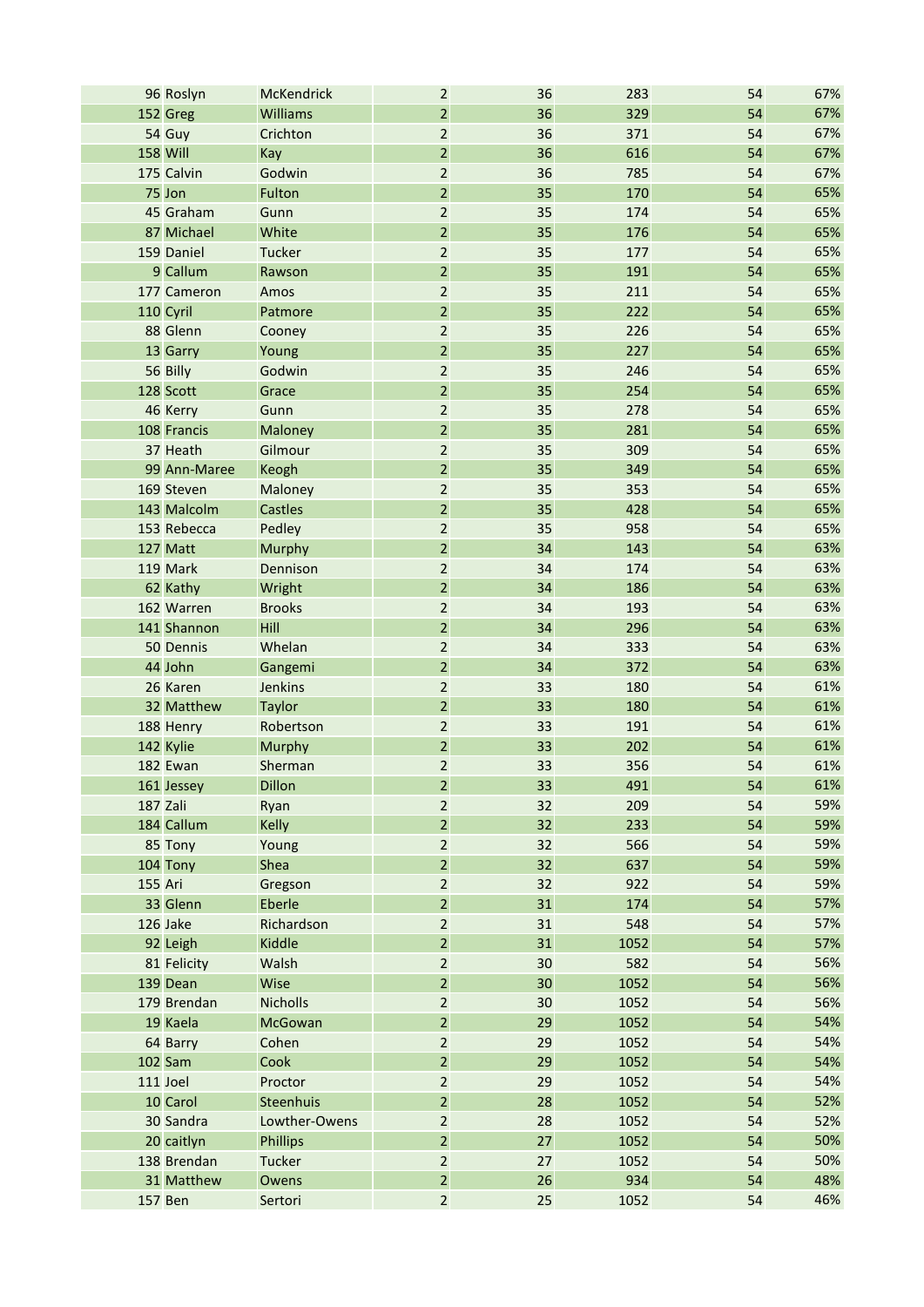| | | | | | | | |
|---|---|---|---|---|---|---|---|
| 96 | Roslyn | McKendrick | 2 | 36 | 283 | 54 | 67% |
| 152 | Greg | Williams | 2 | 36 | 329 | 54 | 67% |
| 54 | Guy | Crichton | 2 | 36 | 371 | 54 | 67% |
| 158 | Will | Kay | 2 | 36 | 616 | 54 | 67% |
| 175 | Calvin | Godwin | 2 | 36 | 785 | 54 | 67% |
| 75 | Jon | Fulton | 2 | 35 | 170 | 54 | 65% |
| 45 | Graham | Gunn | 2 | 35 | 174 | 54 | 65% |
| 87 | Michael | White | 2 | 35 | 176 | 54 | 65% |
| 159 | Daniel | Tucker | 2 | 35 | 177 | 54 | 65% |
| 9 | Callum | Rawson | 2 | 35 | 191 | 54 | 65% |
| 177 | Cameron | Amos | 2 | 35 | 211 | 54 | 65% |
| 110 | Cyril | Patmore | 2 | 35 | 222 | 54 | 65% |
| 88 | Glenn | Cooney | 2 | 35 | 226 | 54 | 65% |
| 13 | Garry | Young | 2 | 35 | 227 | 54 | 65% |
| 56 | Billy | Godwin | 2 | 35 | 246 | 54 | 65% |
| 128 | Scott | Grace | 2 | 35 | 254 | 54 | 65% |
| 46 | Kerry | Gunn | 2 | 35 | 278 | 54 | 65% |
| 108 | Francis | Maloney | 2 | 35 | 281 | 54 | 65% |
| 37 | Heath | Gilmour | 2 | 35 | 309 | 54 | 65% |
| 99 | Ann-Maree | Keogh | 2 | 35 | 349 | 54 | 65% |
| 169 | Steven | Maloney | 2 | 35 | 353 | 54 | 65% |
| 143 | Malcolm | Castles | 2 | 35 | 428 | 54 | 65% |
| 153 | Rebecca | Pedley | 2 | 35 | 958 | 54 | 65% |
| 127 | Matt | Murphy | 2 | 34 | 143 | 54 | 63% |
| 119 | Mark | Dennison | 2 | 34 | 174 | 54 | 63% |
| 62 | Kathy | Wright | 2 | 34 | 186 | 54 | 63% |
| 162 | Warren | Brooks | 2 | 34 | 193 | 54 | 63% |
| 141 | Shannon | Hill | 2 | 34 | 296 | 54 | 63% |
| 50 | Dennis | Whelan | 2 | 34 | 333 | 54 | 63% |
| 44 | John | Gangemi | 2 | 34 | 372 | 54 | 63% |
| 26 | Karen | Jenkins | 2 | 33 | 180 | 54 | 61% |
| 32 | Matthew | Taylor | 2 | 33 | 180 | 54 | 61% |
| 188 | Henry | Robertson | 2 | 33 | 191 | 54 | 61% |
| 142 | Kylie | Murphy | 2 | 33 | 202 | 54 | 61% |
| 182 | Ewan | Sherman | 2 | 33 | 356 | 54 | 61% |
| 161 | Jessey | Dillon | 2 | 33 | 491 | 54 | 61% |
| 187 | Zali | Ryan | 2 | 32 | 209 | 54 | 59% |
| 184 | Callum | Kelly | 2 | 32 | 233 | 54 | 59% |
| 85 | Tony | Young | 2 | 32 | 566 | 54 | 59% |
| 104 | Tony | Shea | 2 | 32 | 637 | 54 | 59% |
| 155 | Ari | Gregson | 2 | 32 | 922 | 54 | 59% |
| 33 | Glenn | Eberle | 2 | 31 | 174 | 54 | 57% |
| 126 | Jake | Richardson | 2 | 31 | 548 | 54 | 57% |
| 92 | Leigh | Kiddle | 2 | 31 | 1052 | 54 | 57% |
| 81 | Felicity | Walsh | 2 | 30 | 582 | 54 | 56% |
| 139 | Dean | Wise | 2 | 30 | 1052 | 54 | 56% |
| 179 | Brendan | Nicholls | 2 | 30 | 1052 | 54 | 56% |
| 19 | Kaela | McGowan | 2 | 29 | 1052 | 54 | 54% |
| 64 | Barry | Cohen | 2 | 29 | 1052 | 54 | 54% |
| 102 | Sam | Cook | 2 | 29 | 1052 | 54 | 54% |
| 111 | Joel | Proctor | 2 | 29 | 1052 | 54 | 54% |
| 10 | Carol | Steenhuis | 2 | 28 | 1052 | 54 | 52% |
| 30 | Sandra | Lowther-Owens | 2 | 28 | 1052 | 54 | 52% |
| 20 | caitlyn | Phillips | 2 | 27 | 1052 | 54 | 50% |
| 138 | Brendan | Tucker | 2 | 27 | 1052 | 54 | 50% |
| 31 | Matthew | Owens | 2 | 26 | 934 | 54 | 48% |
| 157 | Ben | Sertori | 2 | 25 | 1052 | 54 | 46% |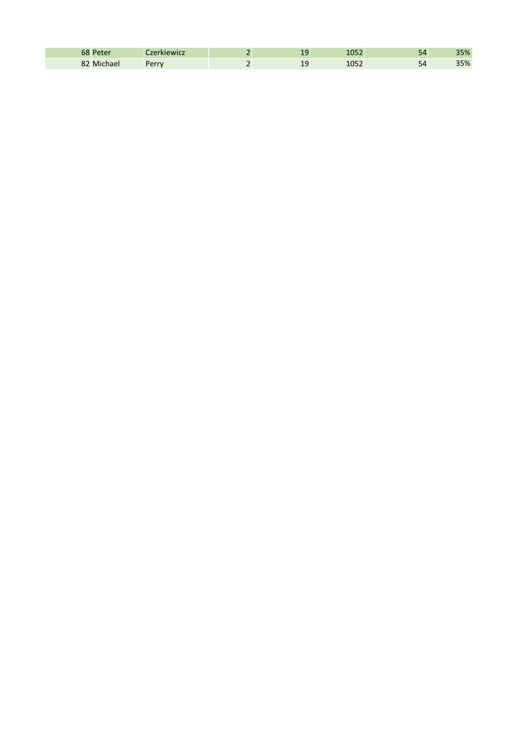| | | | | | | | |
|---|---|---|---|---|---|---|---|
| 68 | Peter | Czerkiewicz | 2 | 19 | 1052 | 54 | 35% |
| 82 | Michael | Perry | 2 | 19 | 1052 | 54 | 35% |